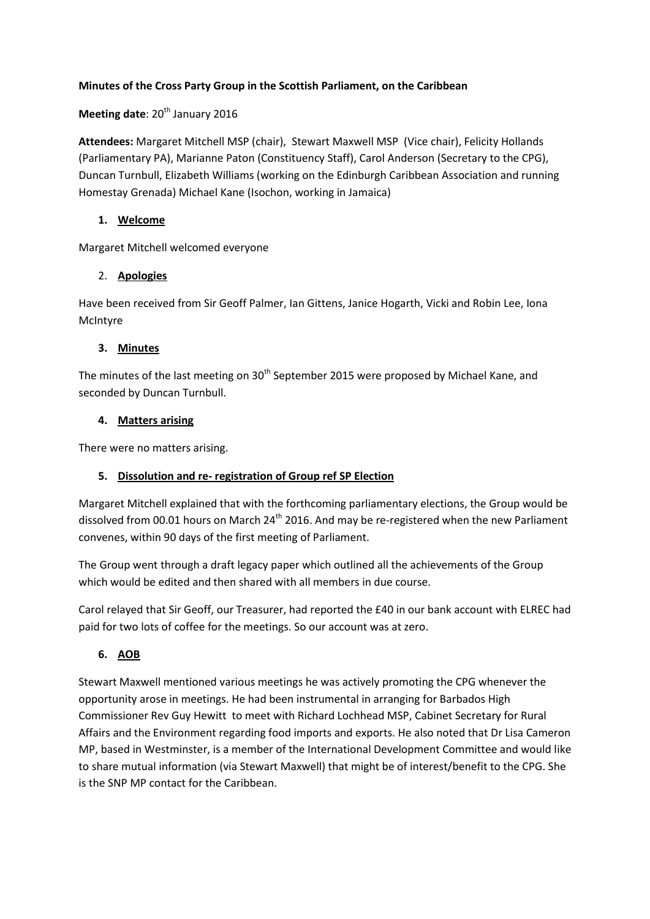**Minutes of the Cross Party Group in the Scottish Parliament, on the Caribbean**

**Meeting date**: 20th January 2016

**Attendees:** Margaret Mitchell MSP (chair), Stewart Maxwell MSP (Vice chair), Felicity Hollands (Parliamentary PA), Marianne Paton (Constituency Staff), Carol Anderson (Secretary to the CPG), Duncan Turnbull, Elizabeth Williams (working on the Edinburgh Caribbean Association and running Homestay Grenada) Michael Kane (Isochon, working in Jamaica)

1. **Welcome**

Margaret Mitchell welcomed everyone

2. **Apologies**

Have been received from Sir Geoff Palmer, Ian Gittens, Janice Hogarth, Vicki and Robin Lee, Iona McIntyre

3. **Minutes**

The minutes of the last meeting on 30th September 2015 were proposed by Michael Kane, and seconded by Duncan Turnbull.

4. **Matters arising**

There were no matters arising.

5. **Dissolution and re- registration of Group ref SP Election**

Margaret Mitchell explained that with the forthcoming parliamentary elections, the Group would be dissolved from 00.01 hours on March 24th 2016. And may be re-registered when the new Parliament convenes, within 90 days of the first meeting of Parliament.

The Group went through a draft legacy paper which outlined all the achievements of the Group which would be edited and then shared with all members in due course.

Carol relayed that Sir Geoff, our Treasurer, had reported the £40 in our bank account with ELREC had paid for two lots of coffee for the meetings. So our account was at zero.

6. **AOB**

Stewart Maxwell mentioned various meetings he was actively promoting the CPG whenever the opportunity arose in meetings. He had been instrumental in arranging for Barbados High Commissioner Rev Guy Hewitt to meet with Richard Lochhead MSP, Cabinet Secretary for Rural Affairs and the Environment regarding food imports and exports. He also noted that Dr Lisa Cameron MP, based in Westminster, is a member of the International Development Committee and would like to share mutual information (via Stewart Maxwell) that might be of interest/benefit to the CPG. She is the SNP MP contact for the Caribbean.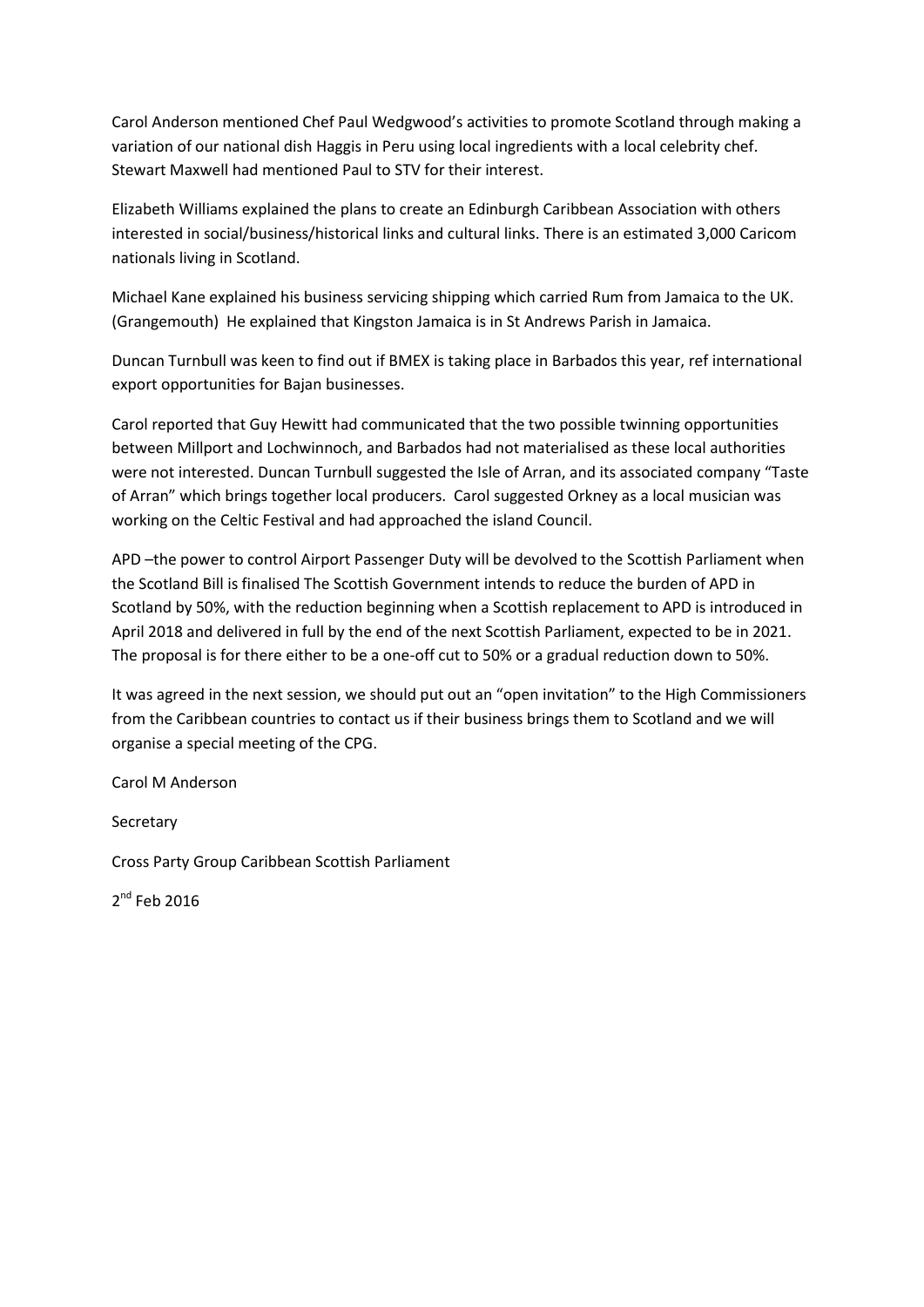Carol Anderson mentioned Chef Paul Wedgwood's activities to promote Scotland through making a variation of our national dish Haggis in Peru using local ingredients with a local celebrity chef. Stewart Maxwell had mentioned Paul to STV for their interest.

Elizabeth Williams explained the plans to create an Edinburgh Caribbean Association with others interested in social/business/historical links and cultural links. There is an estimated 3,000 Caricom nationals living in Scotland.

Michael Kane explained his business servicing shipping which carried Rum from Jamaica to the UK. (Grangemouth) He explained that Kingston Jamaica is in St Andrews Parish in Jamaica.

Duncan Turnbull was keen to find out if BMEX is taking place in Barbados this year, ref international export opportunities for Bajan businesses.

Carol reported that Guy Hewitt had communicated that the two possible twinning opportunities between Millport and Lochwinnoch, and Barbados had not materialised as these local authorities were not interested. Duncan Turnbull suggested the Isle of Arran, and its associated company "Taste of Arran" which brings together local producers. Carol suggested Orkney as a local musician was working on the Celtic Festival and had approached the island Council.

APD –the power to control Airport Passenger Duty will be devolved to the Scottish Parliament when the Scotland Bill is finalised The Scottish Government intends to reduce the burden of APD in Scotland by 50%, with the reduction beginning when a Scottish replacement to APD is introduced in April 2018 and delivered in full by the end of the next Scottish Parliament, expected to be in 2021. The proposal is for there either to be a one-off cut to 50% or a gradual reduction down to 50%.

It was agreed in the next session, we should put out an "open invitation" to the High Commissioners from the Caribbean countries to contact us if their business brings them to Scotland and we will organise a special meeting of the CPG.

Carol M Anderson

Secretary

Cross Party Group Caribbean Scottish Parliament

2nd Feb 2016